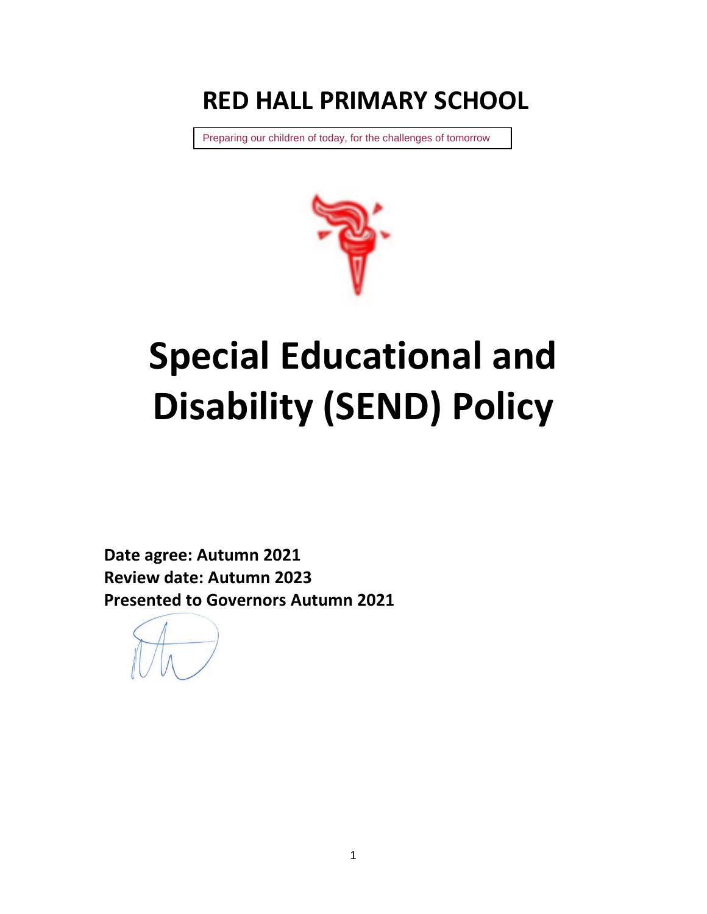# RED HALL PRIMARY SCHOOL

Preparing our children of today, for the challenges of tomorrow

# Special Educational and Disability (SEND) Policy

**Date agree: Autumn 2021**
**Review date: Autumn 2023**
**Presented to Governors Autumn 2021**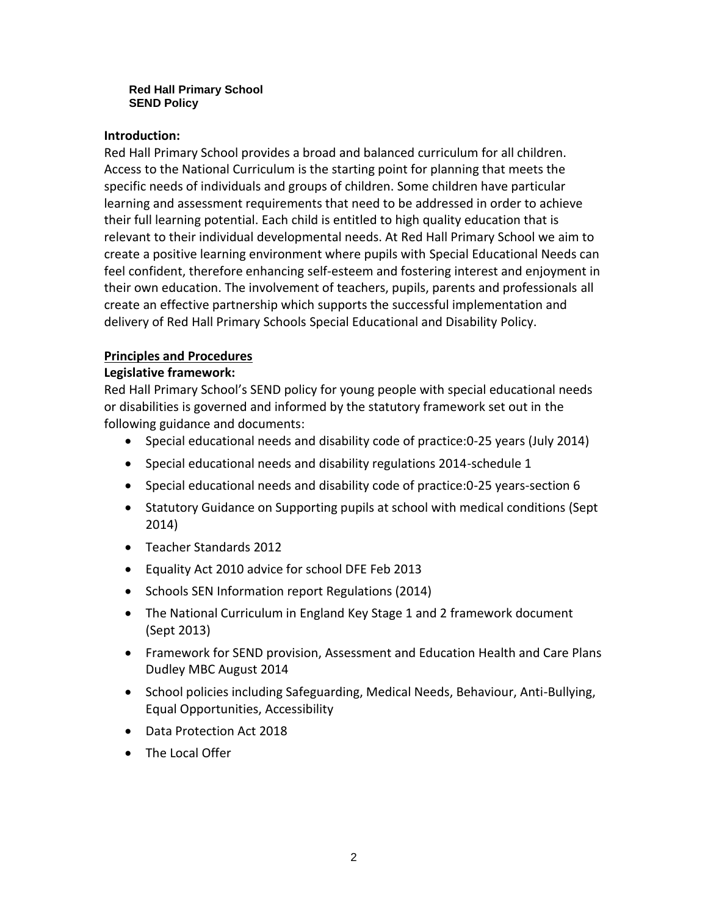**Red Hall Primary School**
**SEND Policy**

**Introduction:**

Red Hall Primary School provides a broad and balanced curriculum for all children. Access to the National Curriculum is the starting point for planning that meets the specific needs of individuals and groups of children. Some children have particular learning and assessment requirements that need to be addressed in order to achieve their full learning potential. Each child is entitled to high quality education that is relevant to their individual developmental needs. At Red Hall Primary School we aim to create a positive learning environment where pupils with Special Educational Needs can feel confident, therefore enhancing self-esteem and fostering interest and enjoyment in their own education. The involvement of teachers, pupils, parents and professionals all create an effective partnership which supports the successful implementation and delivery of Red Hall Primary Schools Special Educational and Disability Policy.

**Principles and Procedures**

**Legislative framework:**

Red Hall Primary School's SEND policy for young people with special educational needs or disabilities is governed and informed by the statutory framework set out in the following guidance and documents:

- Special educational needs and disability code of practice:0-25 years (July 2014)
- Special educational needs and disability regulations 2014-schedule 1
- Special educational needs and disability code of practice:0-25 years-section 6
- Statutory Guidance on Supporting pupils at school with medical conditions (Sept 2014)
- Teacher Standards 2012
- Equality Act 2010 advice for school DFE Feb 2013
- Schools SEN Information report Regulations (2014)
- The National Curriculum in England Key Stage 1 and 2 framework document (Sept 2013)
- Framework for SEND provision, Assessment and Education Health and Care Plans Dudley MBC August 2014
- School policies including Safeguarding, Medical Needs, Behaviour, Anti-Bullying, Equal Opportunities, Accessibility
- Data Protection Act 2018
- The Local Offer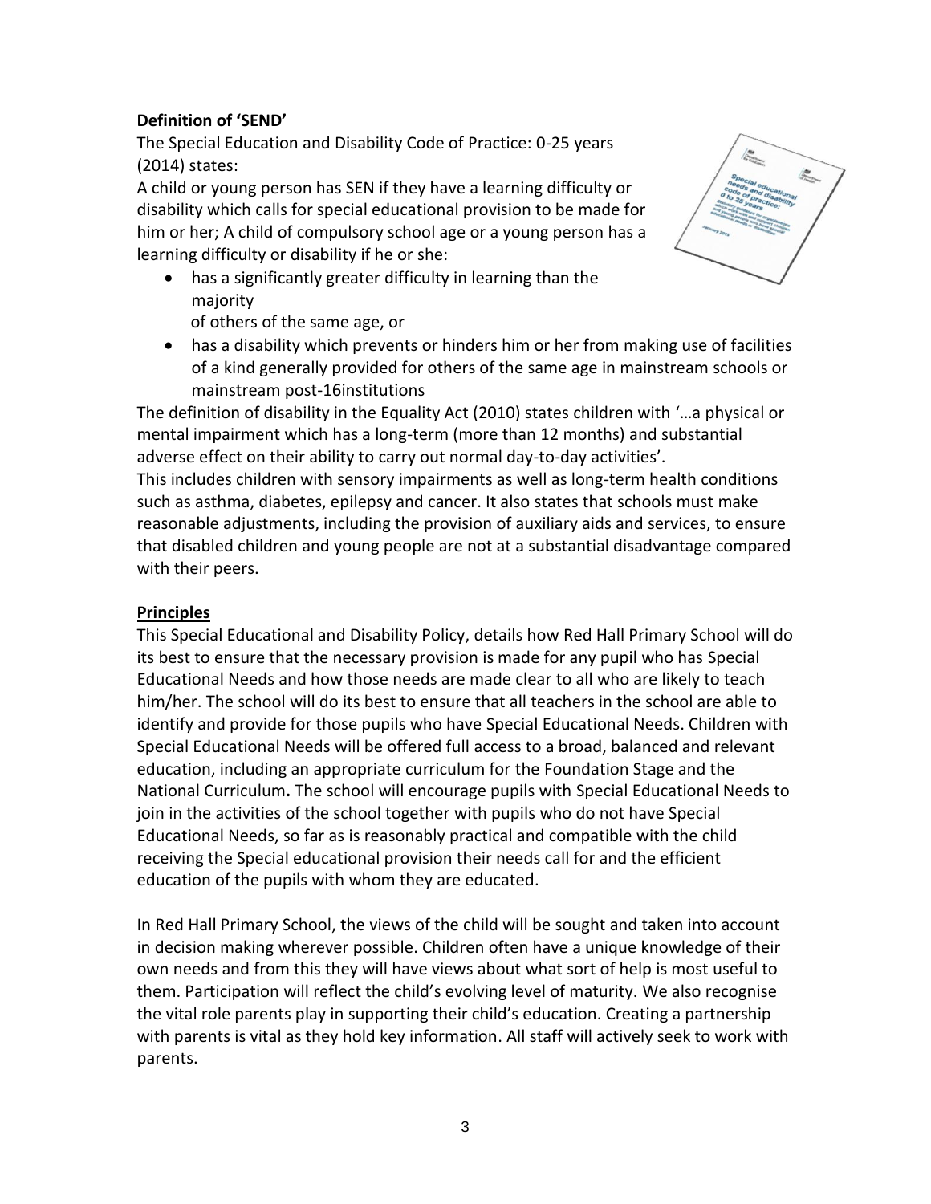**Definition of 'SEND'**

The Special Education and Disability Code of Practice: 0-25 years (2014) states:

A child or young person has SEN if they have a learning difficulty or disability which calls for special educational provision to be made for him or her; A child of compulsory school age or a young person has a learning difficulty or disability if he or she:

- has a significantly greater difficulty in learning than the majority of others of the same age, or
- has a disability which prevents or hinders him or her from making use of facilities of a kind generally provided for others of the same age in mainstream schools or mainstream post-16institutions

The definition of disability in the Equality Act (2010) states children with '…a physical or mental impairment which has a long-term (more than 12 months) and substantial adverse effect on their ability to carry out normal day-to-day activities'.

This includes children with sensory impairments as well as long-term health conditions such as asthma, diabetes, epilepsy and cancer. It also states that schools must make reasonable adjustments, including the provision of auxiliary aids and services, to ensure that disabled children and young people are not at a substantial disadvantage compared with their peers.

**Principles**

This Special Educational and Disability Policy, details how Red Hall Primary School will do its best to ensure that the necessary provision is made for any pupil who has Special Educational Needs and how those needs are made clear to all who are likely to teach him/her. The school will do its best to ensure that all teachers in the school are able to identify and provide for those pupils who have Special Educational Needs. Children with Special Educational Needs will be offered full access to a broad, balanced and relevant education, including an appropriate curriculum for the Foundation Stage and the National Curriculum**.** The school will encourage pupils with Special Educational Needs to join in the activities of the school together with pupils who do not have Special Educational Needs, so far as is reasonably practical and compatible with the child receiving the Special educational provision their needs call for and the efficient education of the pupils with whom they are educated.

In Red Hall Primary School, the views of the child will be sought and taken into account in decision making wherever possible. Children often have a unique knowledge of their own needs and from this they will have views about what sort of help is most useful to them. Participation will reflect the child's evolving level of maturity. We also recognise the vital role parents play in supporting their child's education. Creating a partnership with parents is vital as they hold key information. All staff will actively seek to work with parents.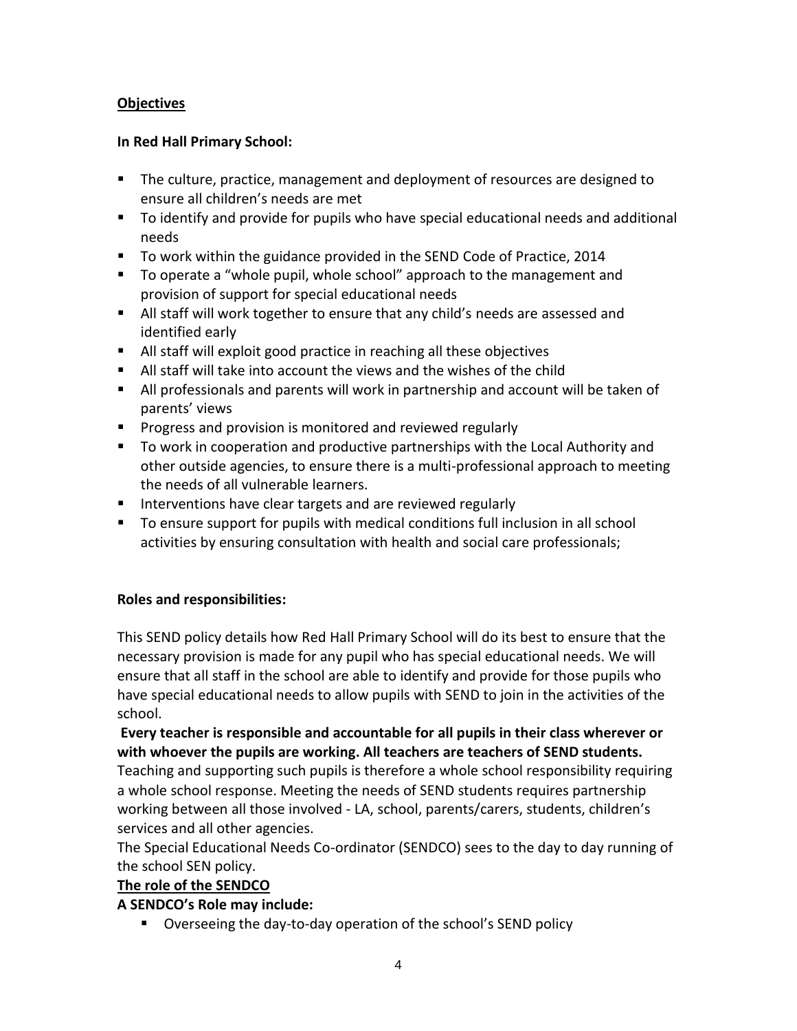**Objectives**

**In Red Hall Primary School:**

- The culture, practice, management and deployment of resources are designed to ensure all children's needs are met
- To identify and provide for pupils who have special educational needs and additional needs
- To work within the guidance provided in the SEND Code of Practice, 2014
- To operate a "whole pupil, whole school" approach to the management and provision of support for special educational needs
- All staff will work together to ensure that any child's needs are assessed and identified early
- All staff will exploit good practice in reaching all these objectives
- All staff will take into account the views and the wishes of the child
- All professionals and parents will work in partnership and account will be taken of parents' views
- Progress and provision is monitored and reviewed regularly
- To work in cooperation and productive partnerships with the Local Authority and other outside agencies, to ensure there is a multi-professional approach to meeting the needs of all vulnerable learners.
- Interventions have clear targets and are reviewed regularly
- To ensure support for pupils with medical conditions full inclusion in all school activities by ensuring consultation with health and social care professionals;

**Roles and responsibilities:**

This SEND policy details how Red Hall Primary School will do its best to ensure that the necessary provision is made for any pupil who has special educational needs. We will ensure that all staff in the school are able to identify and provide for those pupils who have special educational needs to allow pupils with SEND to join in the activities of the school.

**Every teacher is responsible and accountable for all pupils in their class wherever or with whoever the pupils are working. All teachers are teachers of SEND students.**

Teaching and supporting such pupils is therefore a whole school responsibility requiring a whole school response. Meeting the needs of SEND students requires partnership working between all those involved - LA, school, parents/carers, students, children's services and all other agencies.

The Special Educational Needs Co-ordinator (SENDCO) sees to the day to day running of the school SEN policy.

**The role of the SENDCO**

**A SENDCO's Role may include:**

- Overseeing the day-to-day operation of the school's SEND policy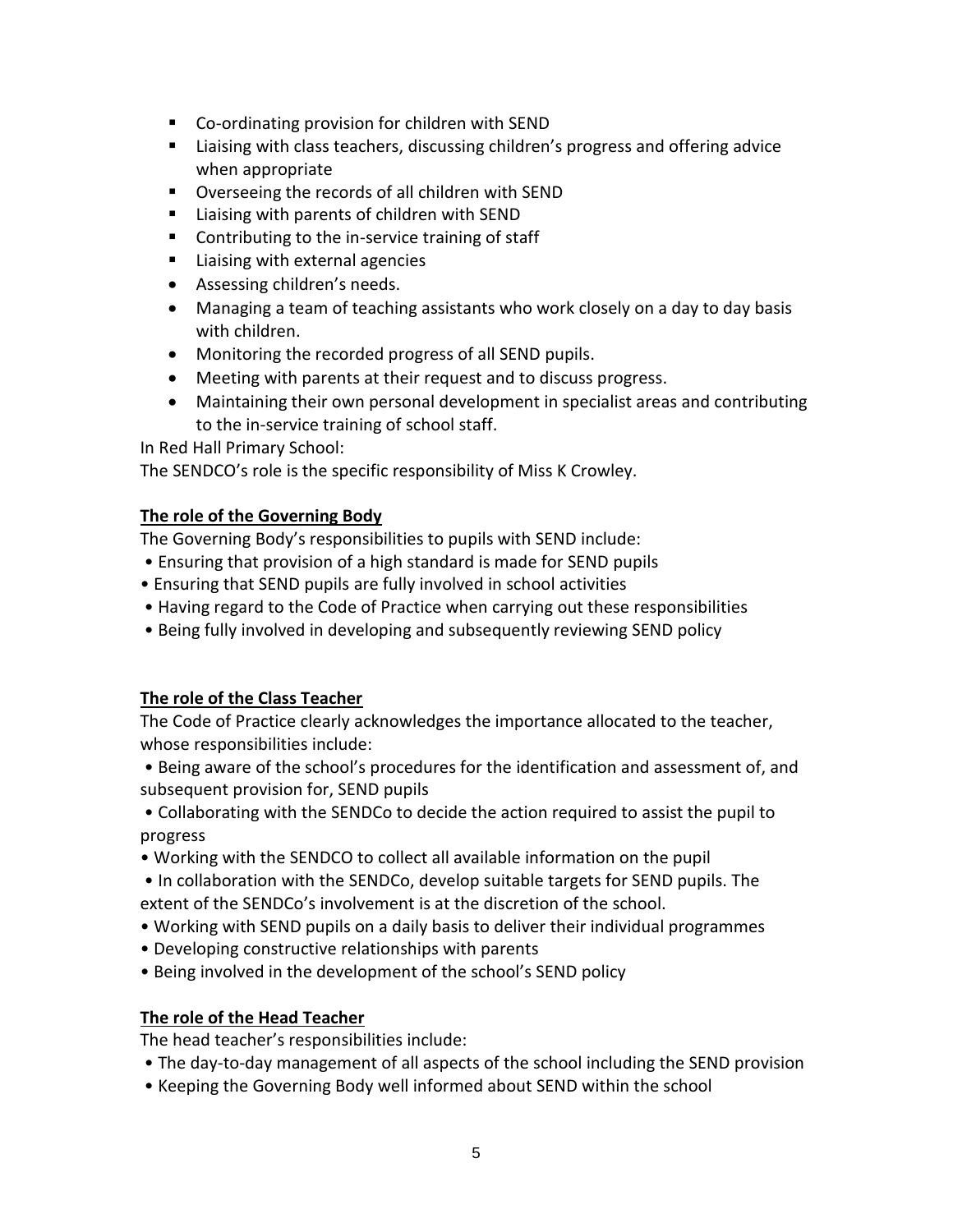- Co-ordinating provision for children with SEND
- Liaising with class teachers, discussing children's progress and offering advice when appropriate
- Overseeing the records of all children with SEND
- Liaising with parents of children with SEND
- Contributing to the in-service training of staff
- Liaising with external agencies
- Assessing children's needs.
- Managing a team of teaching assistants who work closely on a day to day basis with children.
- Monitoring the recorded progress of all SEND pupils.
- Meeting with parents at their request and to discuss progress.
- Maintaining their own personal development in specialist areas and contributing to the in-service training of school staff.

In Red Hall Primary School:
The SENDCO's role is the specific responsibility of Miss K Crowley.

**<u>The role of the Governing Body</u>**

The Governing Body's responsibilities to pupils with SEND include:

- Ensuring that provision of a high standard is made for SEND pupils
- Ensuring that SEND pupils are fully involved in school activities
- Having regard to the Code of Practice when carrying out these responsibilities
- Being fully involved in developing and subsequently reviewing SEND policy

**<u>The role of the Class Teacher</u>**

The Code of Practice clearly acknowledges the importance allocated to the teacher, whose responsibilities include:

- Being aware of the school's procedures for the identification and assessment of, and subsequent provision for, SEND pupils
- Collaborating with the SENDCo to decide the action required to assist the pupil to progress
- Working with the SENDCO to collect all available information on the pupil
- In collaboration with the SENDCo, develop suitable targets for SEND pupils. The extent of the SENDCo's involvement is at the discretion of the school.
- Working with SEND pupils on a daily basis to deliver their individual programmes
- Developing constructive relationships with parents
- Being involved in the development of the school's SEND policy

**<u>The role of the Head Teacher</u>**

The head teacher's responsibilities include:

- The day-to-day management of all aspects of the school including the SEND provision
- Keeping the Governing Body well informed about SEND within the school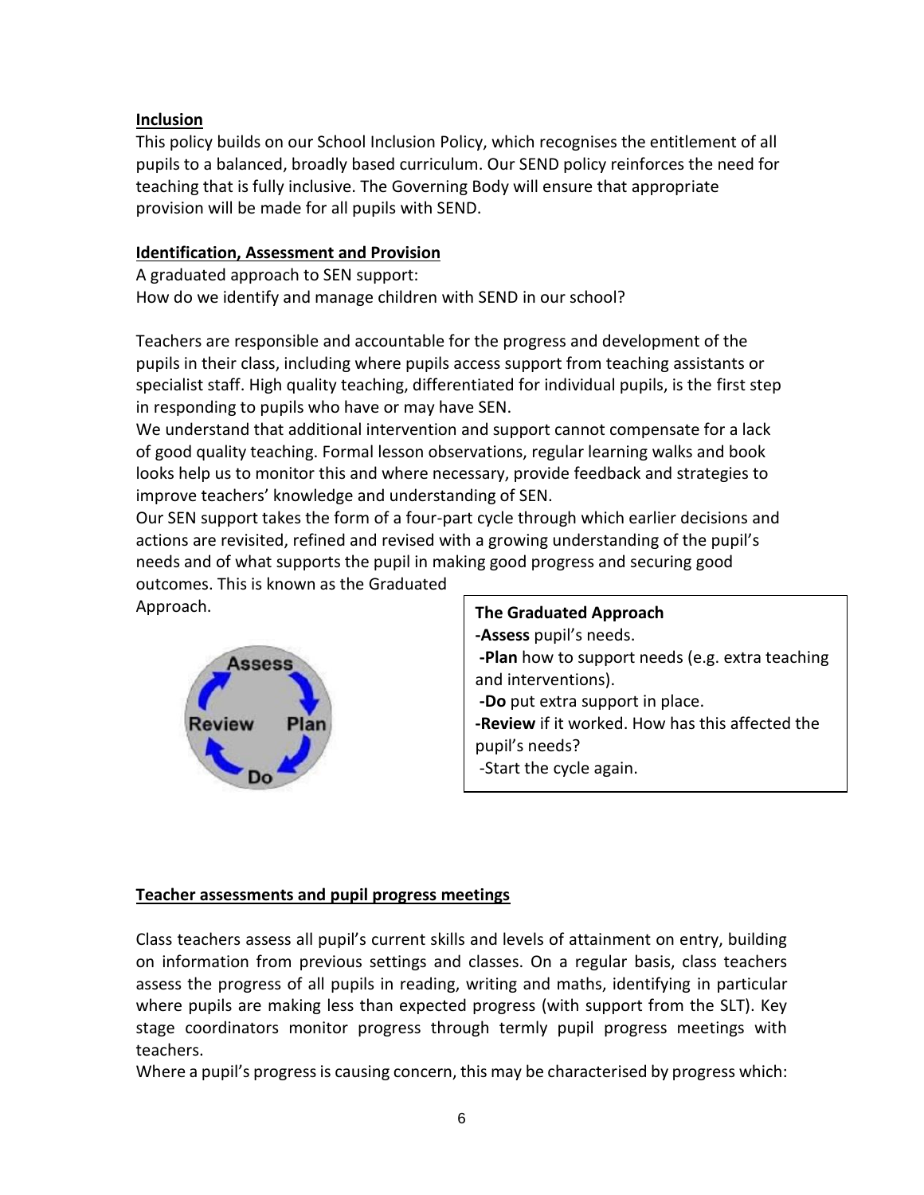## Inclusion

This policy builds on our School Inclusion Policy, which recognises the entitlement of all pupils to a balanced, broadly based curriculum. Our SEND policy reinforces the need for teaching that is fully inclusive. The Governing Body will ensure that appropriate provision will be made for all pupils with SEND.

## Identification, Assessment and Provision

A graduated approach to SEN support:
How do we identify and manage children with SEND in our school?

Teachers are responsible and accountable for the progress and development of the pupils in their class, including where pupils access support from teaching assistants or specialist staff. High quality teaching, differentiated for individual pupils, is the first step in responding to pupils who have or may have SEN.

We understand that additional intervention and support cannot compensate for a lack of good quality teaching. Formal lesson observations, regular learning walks and book looks help us to monitor this and where necessary, provide feedback and strategies to improve teachers' knowledge and understanding of SEN.

Our SEN support takes the form of a four-part cycle through which earlier decisions and actions are revisited, refined and revised with a growing understanding of the pupil's needs and of what supports the pupil in making good progress and securing good outcomes. This is known as the Graduated Approach.

Assess → Plan → Do → Review

**The Graduated Approach**

- **Assess** pupil's needs.
- **Plan** how to support needs (e.g. extra teaching and interventions).
- **Do** put extra support in place.
- **Review** if it worked. How has this affected the pupil's needs?
- Start the cycle again.

## Teacher assessments and pupil progress meetings

Class teachers assess all pupil's current skills and levels of attainment on entry, building on information from previous settings and classes. On a regular basis, class teachers assess the progress of all pupils in reading, writing and maths, identifying in particular where pupils are making less than expected progress (with support from the SLT). Key stage coordinators monitor progress through termly pupil progress meetings with teachers.

Where a pupil's progress is causing concern, this may be characterised by progress which: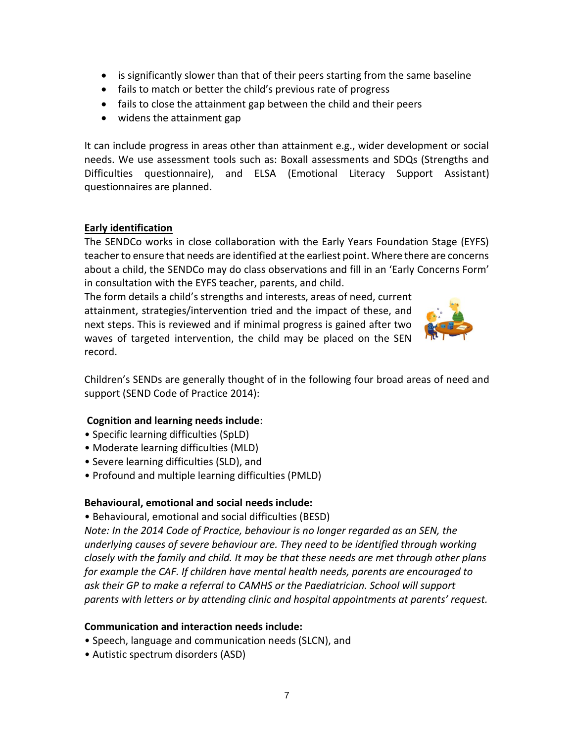- is significantly slower than that of their peers starting from the same baseline
- fails to match or better the child's previous rate of progress
- fails to close the attainment gap between the child and their peers
- widens the attainment gap

It can include progress in areas other than attainment e.g., wider development or social needs. We use assessment tools such as: Boxall assessments and SDQs (Strengths and Difficulties questionnaire), and ELSA (Emotional Literacy Support Assistant) questionnaires are planned.

**Early identification**

The SENDCo works in close collaboration with the Early Years Foundation Stage (EYFS) teacher to ensure that needs are identified at the earliest point. Where there are concerns about a child, the SENDCo may do class observations and fill in an 'Early Concerns Form' in consultation with the EYFS teacher, parents, and child.

The form details a child's strengths and interests, areas of need, current attainment, strategies/intervention tried and the impact of these, and next steps. This is reviewed and if minimal progress is gained after two waves of targeted intervention, the child may be placed on the SEN record.

Children's SENDs are generally thought of in the following four broad areas of need and support (SEND Code of Practice 2014):

**Cognition and learning needs include**:

- Specific learning difficulties (SpLD)
- Moderate learning difficulties (MLD)
- Severe learning difficulties (SLD), and
- Profound and multiple learning difficulties (PMLD)

**Behavioural, emotional and social needs include:**

- Behavioural, emotional and social difficulties (BESD)

*Note: In the 2014 Code of Practice, behaviour is no longer regarded as an SEN, the underlying causes of severe behaviour are. They need to be identified through working closely with the family and child. It may be that these needs are met through other plans for example the CAF. If children have mental health needs, parents are encouraged to ask their GP to make a referral to CAMHS or the Paediatrician. School will support parents with letters or by attending clinic and hospital appointments at parents' request.*

**Communication and interaction needs include:**

- Speech, language and communication needs (SLCN), and
- Autistic spectrum disorders (ASD)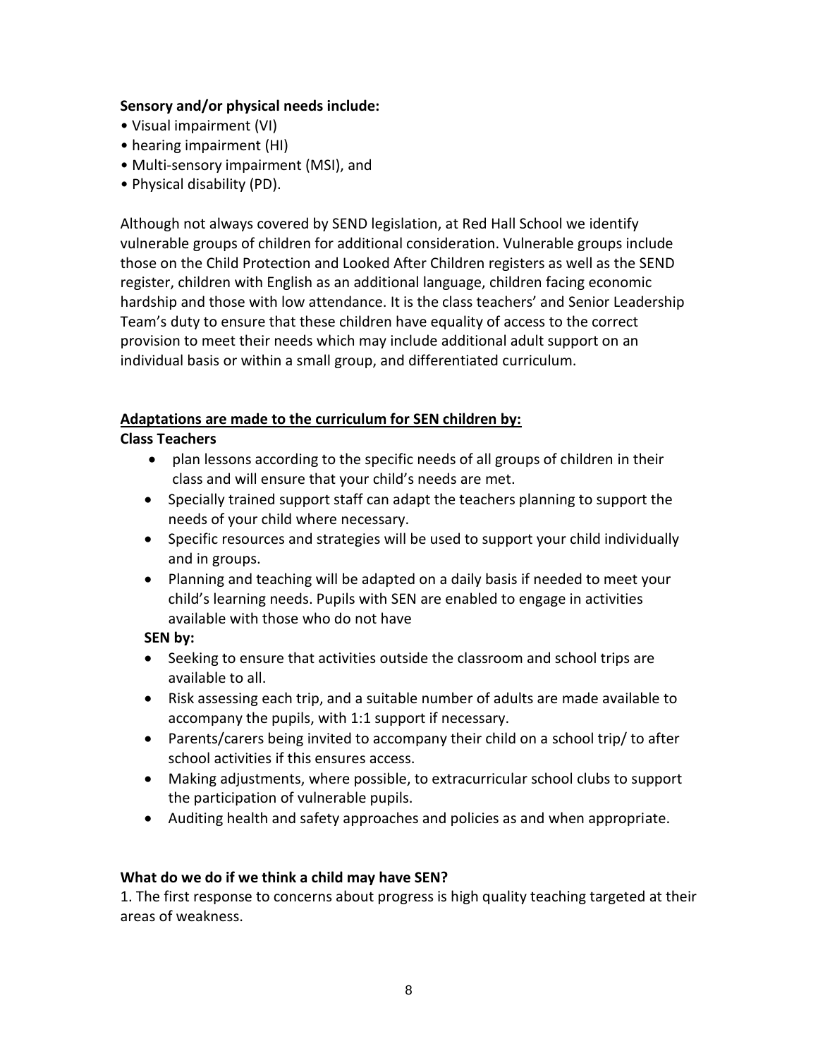**Sensory and/or physical needs include:**

- Visual impairment (VI)
- hearing impairment (HI)
- Multi-sensory impairment (MSI), and
- Physical disability (PD).

Although not always covered by SEND legislation, at Red Hall School we identify vulnerable groups of children for additional consideration. Vulnerable groups include those on the Child Protection and Looked After Children registers as well as the SEND register, children with English as an additional language, children facing economic hardship and those with low attendance. It is the class teachers' and Senior Leadership Team's duty to ensure that these children have equality of access to the correct provision to meet their needs which may include additional adult support on an individual basis or within a small group, and differentiated curriculum.

**<u>Adaptations are made to the curriculum for SEN children by:</u>**

**Class Teachers**

- plan lessons according to the specific needs of all groups of children in their class and will ensure that your child's needs are met.
- Specially trained support staff can adapt the teachers planning to support the needs of your child where necessary.
- Specific resources and strategies will be used to support your child individually and in groups.
- Planning and teaching will be adapted on a daily basis if needed to meet your child's learning needs. Pupils with SEN are enabled to engage in activities available with those who do not have

**SEN by:**

- Seeking to ensure that activities outside the classroom and school trips are available to all.
- Risk assessing each trip, and a suitable number of adults are made available to accompany the pupils, with 1:1 support if necessary.
- Parents/carers being invited to accompany their child on a school trip/ to after school activities if this ensures access.
- Making adjustments, where possible, to extracurricular school clubs to support the participation of vulnerable pupils.
- Auditing health and safety approaches and policies as and when appropriate.

**What do we do if we think a child may have SEN?**

1. The first response to concerns about progress is high quality teaching targeted at their areas of weakness.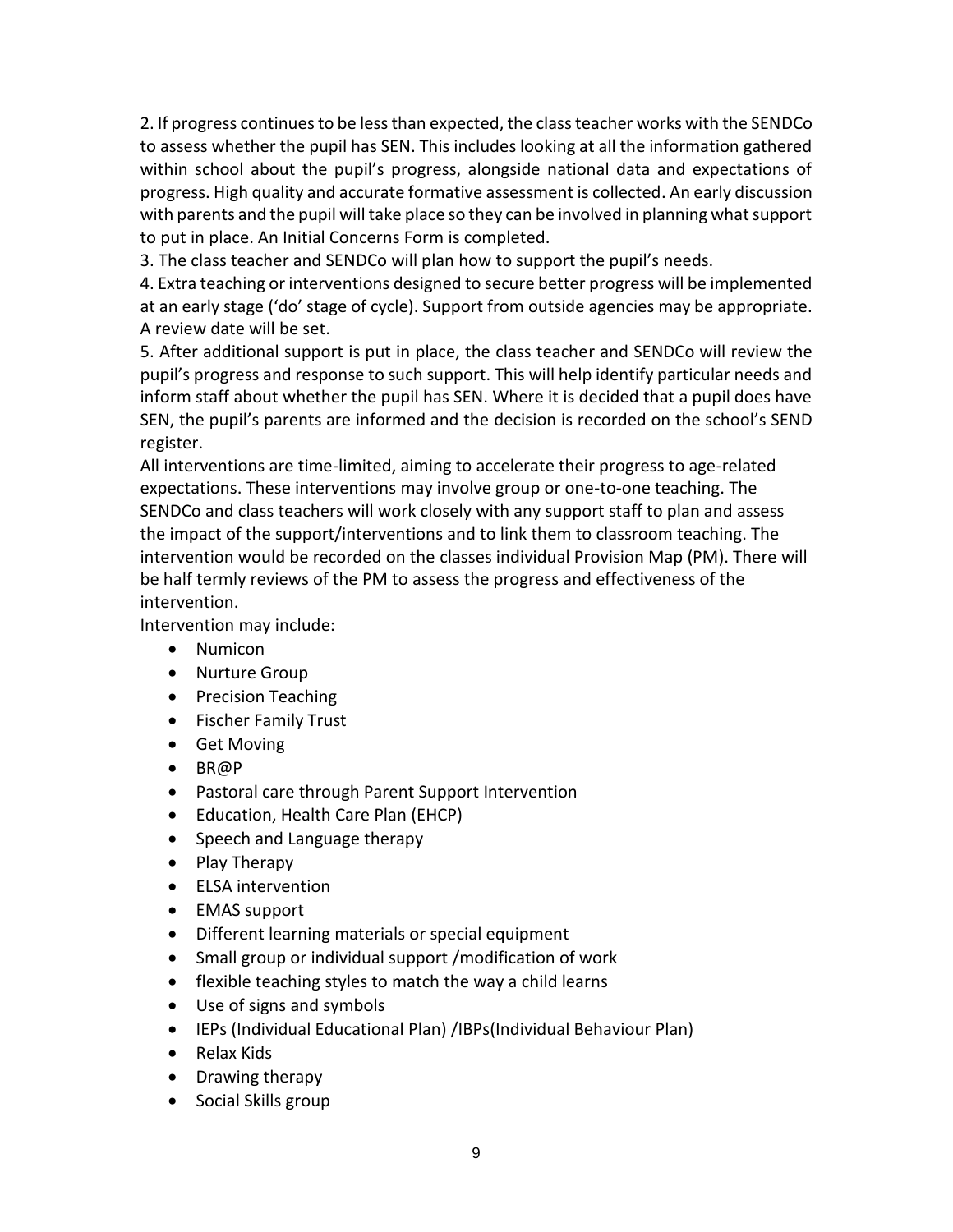2. If progress continues to be less than expected, the class teacher works with the SENDCo to assess whether the pupil has SEN. This includes looking at all the information gathered within school about the pupil's progress, alongside national data and expectations of progress. High quality and accurate formative assessment is collected. An early discussion with parents and the pupil will take place so they can be involved in planning what support to put in place. An Initial Concerns Form is completed.

3. The class teacher and SENDCo will plan how to support the pupil's needs.

4. Extra teaching or interventions designed to secure better progress will be implemented at an early stage ('do' stage of cycle). Support from outside agencies may be appropriate. A review date will be set.

5. After additional support is put in place, the class teacher and SENDCo will review the pupil's progress and response to such support. This will help identify particular needs and inform staff about whether the pupil has SEN. Where it is decided that a pupil does have SEN, the pupil's parents are informed and the decision is recorded on the school's SEND register.

All interventions are time-limited, aiming to accelerate their progress to age-related expectations. These interventions may involve group or one-to-one teaching. The SENDCo and class teachers will work closely with any support staff to plan and assess the impact of the support/interventions and to link them to classroom teaching. The intervention would be recorded on the classes individual Provision Map (PM). There will be half termly reviews of the PM to assess the progress and effectiveness of the intervention.

Intervention may include:

- Numicon
- Nurture Group
- Precision Teaching
- Fischer Family Trust
- Get Moving
- BR@P
- Pastoral care through Parent Support Intervention
- Education, Health Care Plan (EHCP)
- Speech and Language therapy
- Play Therapy
- ELSA intervention
- EMAS support
- Different learning materials or special equipment
- Small group or individual support /modification of work
- flexible teaching styles to match the way a child learns
- Use of signs and symbols
- IEPs (Individual Educational Plan) /IBPs(Individual Behaviour Plan)
- Relax Kids
- Drawing therapy
- Social Skills group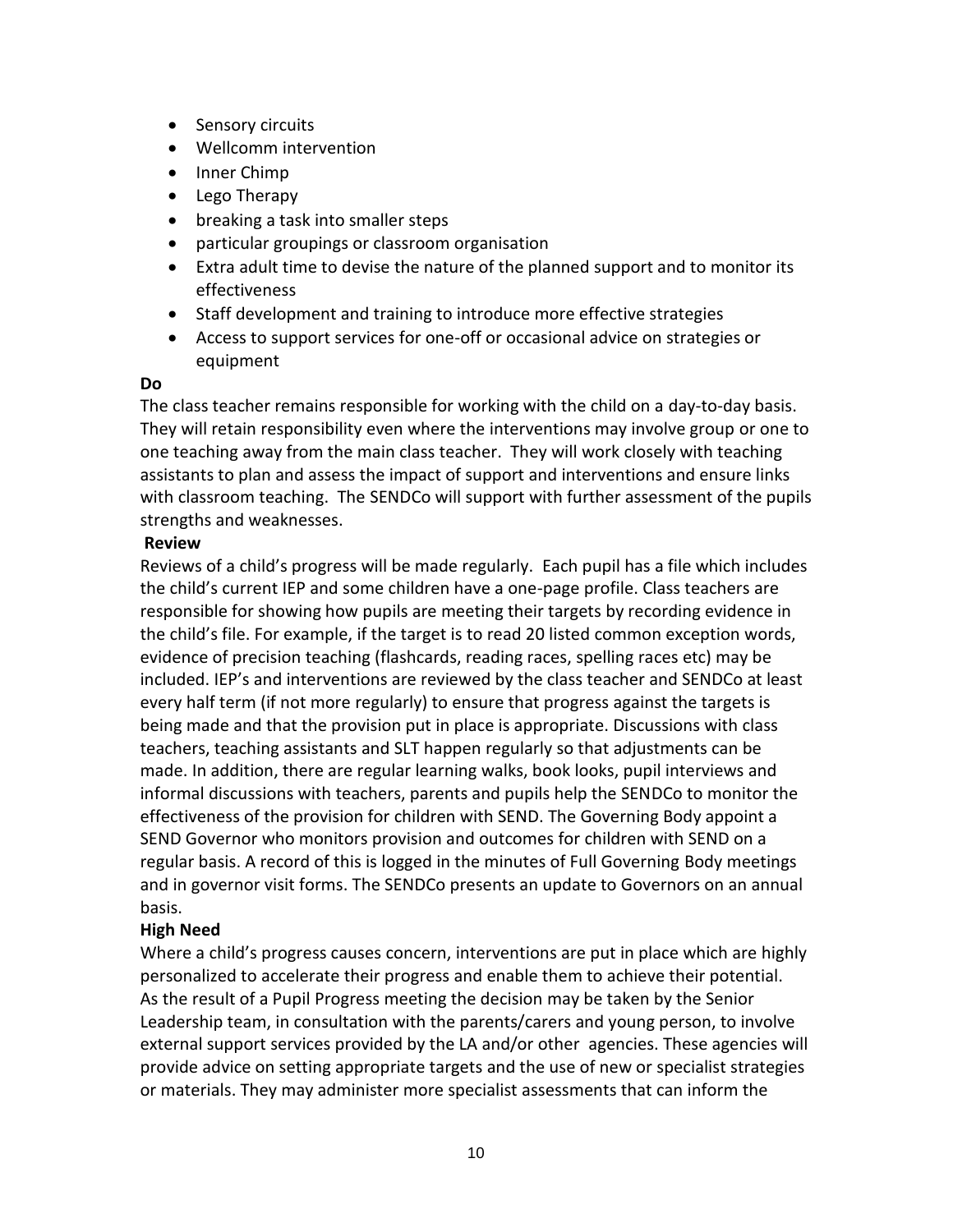- Sensory circuits
- Wellcomm intervention
- Inner Chimp
- Lego Therapy
- breaking a task into smaller steps
- particular groupings or classroom organisation
- Extra adult time to devise the nature of the planned support and to monitor its effectiveness
- Staff development and training to introduce more effective strategies
- Access to support services for one-off or occasional advice on strategies or equipment

**Do**

The class teacher remains responsible for working with the child on a day-to-day basis. They will retain responsibility even where the interventions may involve group or one to one teaching away from the main class teacher. They will work closely with teaching assistants to plan and assess the impact of support and interventions and ensure links with classroom teaching. The SENDCo will support with further assessment of the pupils strengths and weaknesses.

**Review**

Reviews of a child's progress will be made regularly. Each pupil has a file which includes the child's current IEP and some children have a one-page profile. Class teachers are responsible for showing how pupils are meeting their targets by recording evidence in the child's file. For example, if the target is to read 20 listed common exception words, evidence of precision teaching (flashcards, reading races, spelling races etc) may be included. IEP's and interventions are reviewed by the class teacher and SENDCo at least every half term (if not more regularly) to ensure that progress against the targets is being made and that the provision put in place is appropriate. Discussions with class teachers, teaching assistants and SLT happen regularly so that adjustments can be made. In addition, there are regular learning walks, book looks, pupil interviews and informal discussions with teachers, parents and pupils help the SENDCo to monitor the effectiveness of the provision for children with SEND. The Governing Body appoint a SEND Governor who monitors provision and outcomes for children with SEND on a regular basis. A record of this is logged in the minutes of Full Governing Body meetings and in governor visit forms. The SENDCo presents an update to Governors on an annual basis.

**High Need**

Where a child's progress causes concern, interventions are put in place which are highly personalized to accelerate their progress and enable them to achieve their potential. As the result of a Pupil Progress meeting the decision may be taken by the Senior Leadership team, in consultation with the parents/carers and young person, to involve external support services provided by the LA and/or other agencies. These agencies will provide advice on setting appropriate targets and the use of new or specialist strategies or materials. They may administer more specialist assessments that can inform the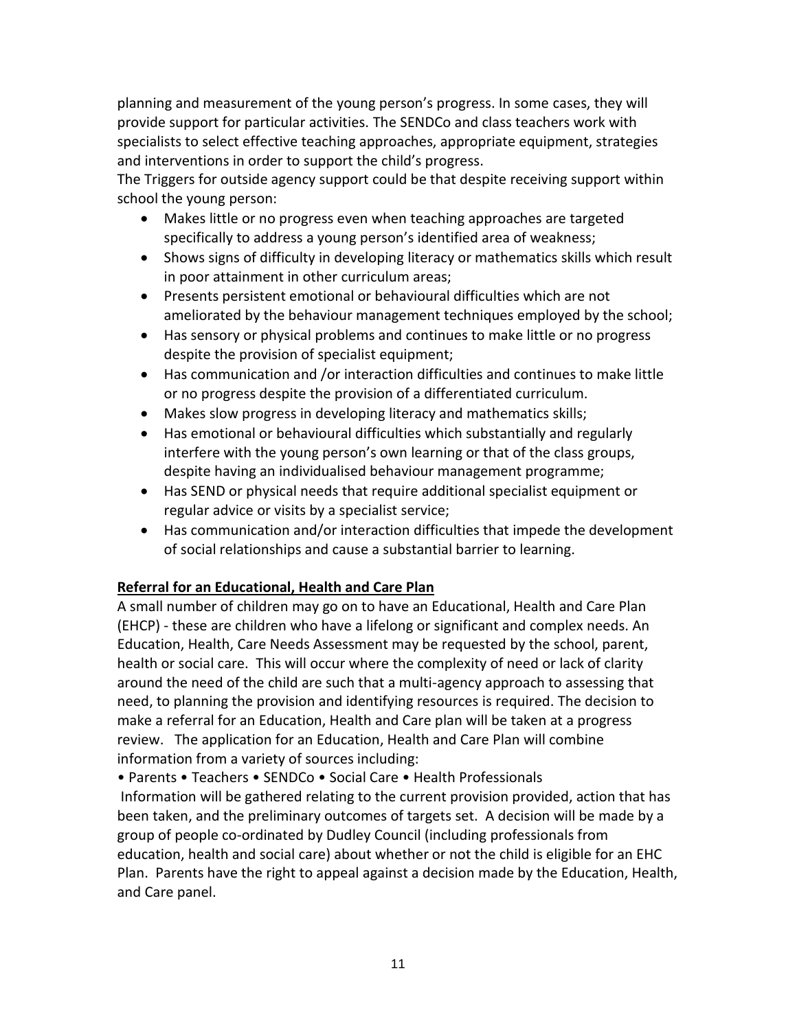planning and measurement of the young person's progress. In some cases, they will provide support for particular activities. The SENDCo and class teachers work with specialists to select effective teaching approaches, appropriate equipment, strategies and interventions in order to support the child's progress.

The Triggers for outside agency support could be that despite receiving support within school the young person:

- Makes little or no progress even when teaching approaches are targeted specifically to address a young person's identified area of weakness;
- Shows signs of difficulty in developing literacy or mathematics skills which result in poor attainment in other curriculum areas;
- Presents persistent emotional or behavioural difficulties which are not ameliorated by the behaviour management techniques employed by the school;
- Has sensory or physical problems and continues to make little or no progress despite the provision of specialist equipment;
- Has communication and /or interaction difficulties and continues to make little or no progress despite the provision of a differentiated curriculum.
- Makes slow progress in developing literacy and mathematics skills;
- Has emotional or behavioural difficulties which substantially and regularly interfere with the young person's own learning or that of the class groups, despite having an individualised behaviour management programme;
- Has SEND or physical needs that require additional specialist equipment or regular advice or visits by a specialist service;
- Has communication and/or interaction difficulties that impede the development of social relationships and cause a substantial barrier to learning.

**<u>Referral for an Educational, Health and Care Plan</u>**

A small number of children may go on to have an Educational, Health and Care Plan (EHCP) - these are children who have a lifelong or significant and complex needs. An Education, Health, Care Needs Assessment may be requested by the school, parent, health or social care. This will occur where the complexity of need or lack of clarity around the need of the child are such that a multi-agency approach to assessing that need, to planning the provision and identifying resources is required. The decision to make a referral for an Education, Health and Care plan will be taken at a progress review. The application for an Education, Health and Care Plan will combine information from a variety of sources including:

• Parents • Teachers • SENDCo • Social Care • Health Professionals

Information will be gathered relating to the current provision provided, action that has been taken, and the preliminary outcomes of targets set. A decision will be made by a group of people co-ordinated by Dudley Council (including professionals from education, health and social care) about whether or not the child is eligible for an EHC Plan. Parents have the right to appeal against a decision made by the Education, Health, and Care panel.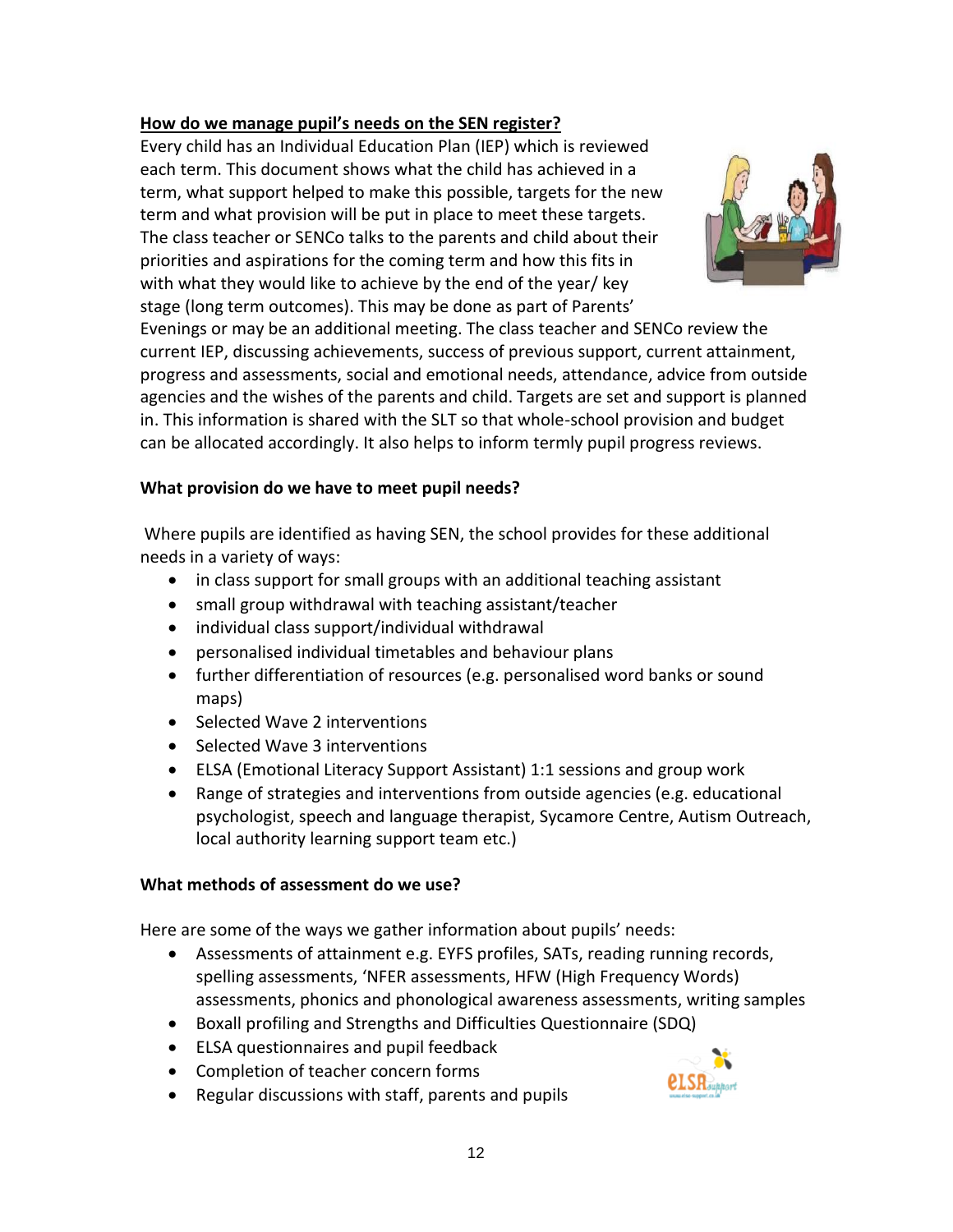**How do we manage pupil's needs on the SEN register?**

Every child has an Individual Education Plan (IEP) which is reviewed each term. This document shows what the child has achieved in a term, what support helped to make this possible, targets for the new term and what provision will be put in place to meet these targets. The class teacher or SENCo talks to the parents and child about their priorities and aspirations for the coming term and how this fits in with what they would like to achieve by the end of the year/ key stage (long term outcomes). This may be done as part of Parents' Evenings or may be an additional meeting. The class teacher and SENCo review the current IEP, discussing achievements, success of previous support, current attainment, progress and assessments, social and emotional needs, attendance, advice from outside agencies and the wishes of the parents and child. Targets are set and support is planned in. This information is shared with the SLT so that whole-school provision and budget can be allocated accordingly. It also helps to inform termly pupil progress reviews.

**What provision do we have to meet pupil needs?**

Where pupils are identified as having SEN, the school provides for these additional needs in a variety of ways:

- in class support for small groups with an additional teaching assistant
- small group withdrawal with teaching assistant/teacher
- individual class support/individual withdrawal
- personalised individual timetables and behaviour plans
- further differentiation of resources (e.g. personalised word banks or sound maps)
- Selected Wave 2 interventions
- Selected Wave 3 interventions
- ELSA (Emotional Literacy Support Assistant) 1:1 sessions and group work
- Range of strategies and interventions from outside agencies (e.g. educational psychologist, speech and language therapist, Sycamore Centre, Autism Outreach, local authority learning support team etc.)

**What methods of assessment do we use?**

Here are some of the ways we gather information about pupils' needs:

- Assessments of attainment e.g. EYFS profiles, SATs, reading running records, spelling assessments, 'NFER assessments, HFW (High Frequency Words) assessments, phonics and phonological awareness assessments, writing samples
- Boxall profiling and Strengths and Difficulties Questionnaire (SDQ)
- ELSA questionnaires and pupil feedback
- Completion of teacher concern forms
- Regular discussions with staff, parents and pupils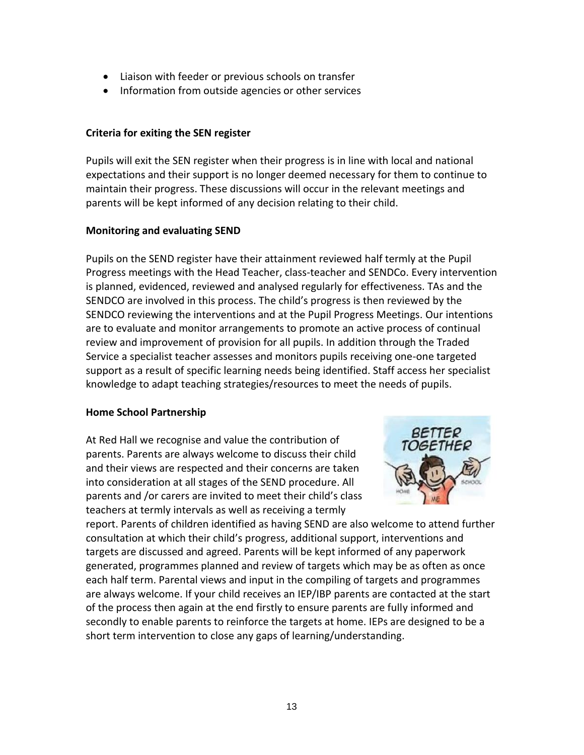- Liaison with feeder or previous schools on transfer
- Information from outside agencies or other services

**Criteria for exiting the SEN register**

Pupils will exit the SEN register when their progress is in line with local and national expectations and their support is no longer deemed necessary for them to continue to maintain their progress. These discussions will occur in the relevant meetings and parents will be kept informed of any decision relating to their child.

**Monitoring and evaluating SEND**

Pupils on the SEND register have their attainment reviewed half termly at the Pupil Progress meetings with the Head Teacher, class-teacher and SENDCo. Every intervention is planned, evidenced, reviewed and analysed regularly for effectiveness. TAs and the SENDCO are involved in this process. The child's progress is then reviewed by the SENDCO reviewing the interventions and at the Pupil Progress Meetings. Our intentions are to evaluate and monitor arrangements to promote an active process of continual review and improvement of provision for all pupils. In addition through the Traded Service a specialist teacher assesses and monitors pupils receiving one-one targeted support as a result of specific learning needs being identified. Staff access her specialist knowledge to adapt teaching strategies/resources to meet the needs of pupils.

**Home School Partnership**

At Red Hall we recognise and value the contribution of parents. Parents are always welcome to discuss their child and their views are respected and their concerns are taken into consideration at all stages of the SEND procedure. All parents and /or carers are invited to meet their child's class teachers at termly intervals as well as receiving a termly report. Parents of children identified as having SEND are also welcome to attend further consultation at which their child's progress, additional support, interventions and targets are discussed and agreed. Parents will be kept informed of any paperwork generated, programmes planned and review of targets which may be as often as once each half term. Parental views and input in the compiling of targets and programmes are always welcome. If your child receives an IEP/IBP parents are contacted at the start of the process then again at the end firstly to ensure parents are fully informed and secondly to enable parents to reinforce the targets at home. IEPs are designed to be a short term intervention to close any gaps of learning/understanding.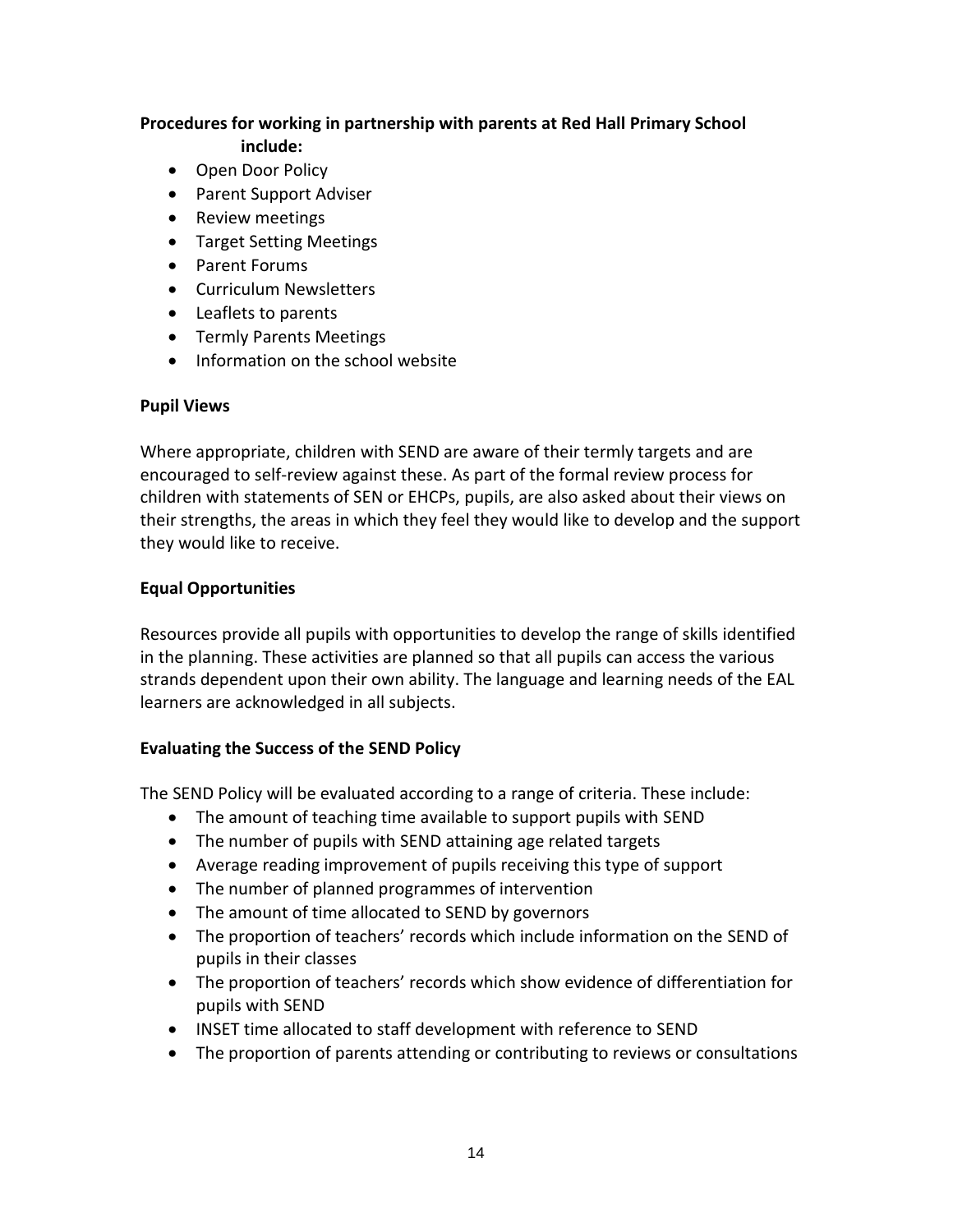**Procedures for working in partnership with parents at Red Hall Primary School include:**

- Open Door Policy
- Parent Support Adviser
- Review meetings
- Target Setting Meetings
- Parent Forums
- Curriculum Newsletters
- Leaflets to parents
- Termly Parents Meetings
- Information on the school website

**Pupil Views**

Where appropriate, children with SEND are aware of their termly targets and are encouraged to self-review against these. As part of the formal review process for children with statements of SEN or EHCPs, pupils, are also asked about their views on their strengths, the areas in which they feel they would like to develop and the support they would like to receive.

**Equal Opportunities**

Resources provide all pupils with opportunities to develop the range of skills identified in the planning. These activities are planned so that all pupils can access the various strands dependent upon their own ability. The language and learning needs of the EAL learners are acknowledged in all subjects.

**Evaluating the Success of the SEND Policy**

The SEND Policy will be evaluated according to a range of criteria. These include:

- The amount of teaching time available to support pupils with SEND
- The number of pupils with SEND attaining age related targets
- Average reading improvement of pupils receiving this type of support
- The number of planned programmes of intervention
- The amount of time allocated to SEND by governors
- The proportion of teachers' records which include information on the SEND of pupils in their classes
- The proportion of teachers' records which show evidence of differentiation for pupils with SEND
- INSET time allocated to staff development with reference to SEND
- The proportion of parents attending or contributing to reviews or consultations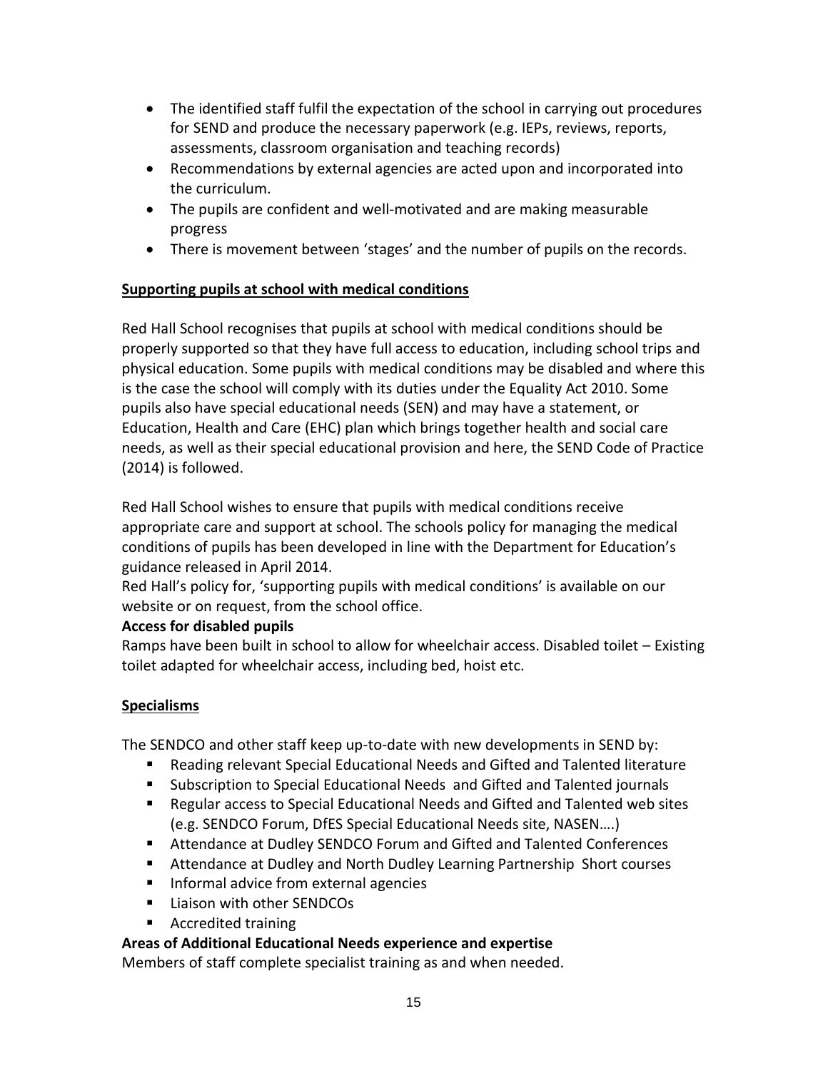- The identified staff fulfil the expectation of the school in carrying out procedures for SEND and produce the necessary paperwork (e.g. IEPs, reviews, reports, assessments, classroom organisation and teaching records)
- Recommendations by external agencies are acted upon and incorporated into the curriculum.
- The pupils are confident and well-motivated and are making measurable progress
- There is movement between 'stages' and the number of pupils on the records.

**Supporting pupils at school with medical conditions**

Red Hall School recognises that pupils at school with medical conditions should be properly supported so that they have full access to education, including school trips and physical education. Some pupils with medical conditions may be disabled and where this is the case the school will comply with its duties under the Equality Act 2010. Some pupils also have special educational needs (SEN) and may have a statement, or Education, Health and Care (EHC) plan which brings together health and social care needs, as well as their special educational provision and here, the SEND Code of Practice (2014) is followed.

Red Hall School wishes to ensure that pupils with medical conditions receive appropriate care and support at school. The schools policy for managing the medical conditions of pupils has been developed in line with the Department for Education's guidance released in April 2014.
Red Hall's policy for, 'supporting pupils with medical conditions' is available on our website or on request, from the school office.

**Access for disabled pupils**

Ramps have been built in school to allow for wheelchair access. Disabled toilet – Existing toilet adapted for wheelchair access, including bed, hoist etc.

**Specialisms**

The SENDCO and other staff keep up-to-date with new developments in SEND by:

- Reading relevant Special Educational Needs and Gifted and Talented literature
- Subscription to Special Educational Needs and Gifted and Talented journals
- Regular access to Special Educational Needs and Gifted and Talented web sites (e.g. SENDCO Forum, DfES Special Educational Needs site, NASEN….)
- Attendance at Dudley SENDCO Forum and Gifted and Talented Conferences
- Attendance at Dudley and North Dudley Learning Partnership Short courses
- Informal advice from external agencies
- Liaison with other SENDCOs
- Accredited training

**Areas of Additional Educational Needs experience and expertise**

Members of staff complete specialist training as and when needed.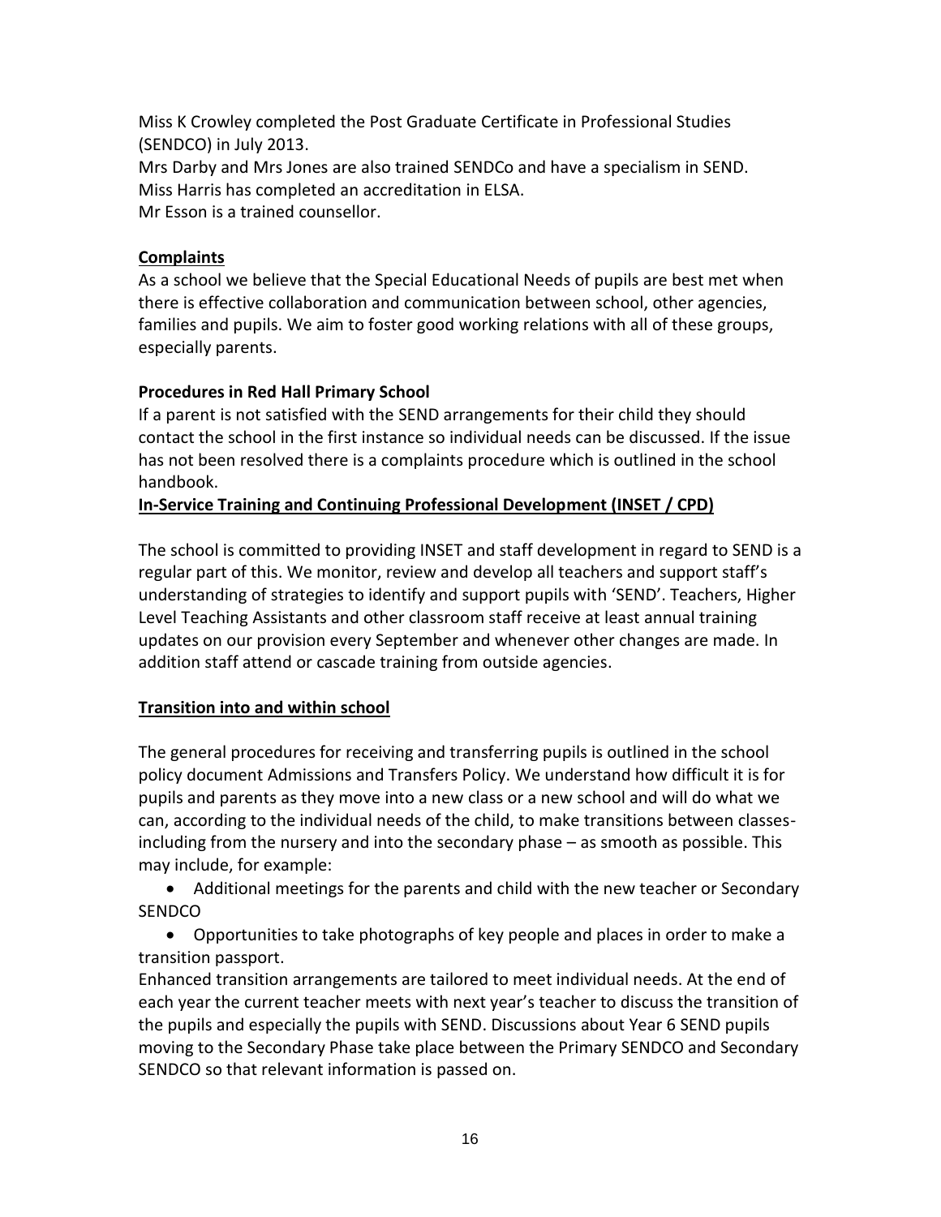Miss K Crowley completed the Post Graduate Certificate in Professional Studies (SENDCO) in July 2013.
Mrs Darby and Mrs Jones are also trained SENDCo and have a specialism in SEND.
Miss Harris has completed an accreditation in ELSA.
Mr Esson is a trained counsellor.

## Complaints

As a school we believe that the Special Educational Needs of pupils are best met when there is effective collaboration and communication between school, other agencies, families and pupils. We aim to foster good working relations with all of these groups, especially parents.

### Procedures in Red Hall Primary School

If a parent is not satisfied with the SEND arrangements for their child they should contact the school in the first instance so individual needs can be discussed. If the issue has not been resolved there is a complaints procedure which is outlined in the school handbook.

## In-Service Training and Continuing Professional Development (INSET / CPD)

The school is committed to providing INSET and staff development in regard to SEND is a regular part of this. We monitor, review and develop all teachers and support staff's understanding of strategies to identify and support pupils with 'SEND'. Teachers, Higher Level Teaching Assistants and other classroom staff receive at least annual training updates on our provision every September and whenever other changes are made. In addition staff attend or cascade training from outside agencies.

## Transition into and within school

The general procedures for receiving and transferring pupils is outlined in the school policy document Admissions and Transfers Policy. We understand how difficult it is for pupils and parents as they move into a new class or a new school and will do what we can, according to the individual needs of the child, to make transitions between classes- including from the nursery and into the secondary phase – as smooth as possible. This may include, for example:

- Additional meetings for the parents and child with the new teacher or Secondary SENDCO
- Opportunities to take photographs of key people and places in order to make a transition passport.

Enhanced transition arrangements are tailored to meet individual needs. At the end of each year the current teacher meets with next year's teacher to discuss the transition of the pupils and especially the pupils with SEND. Discussions about Year 6 SEND pupils moving to the Secondary Phase take place between the Primary SENDCO and Secondary SENDCO so that relevant information is passed on.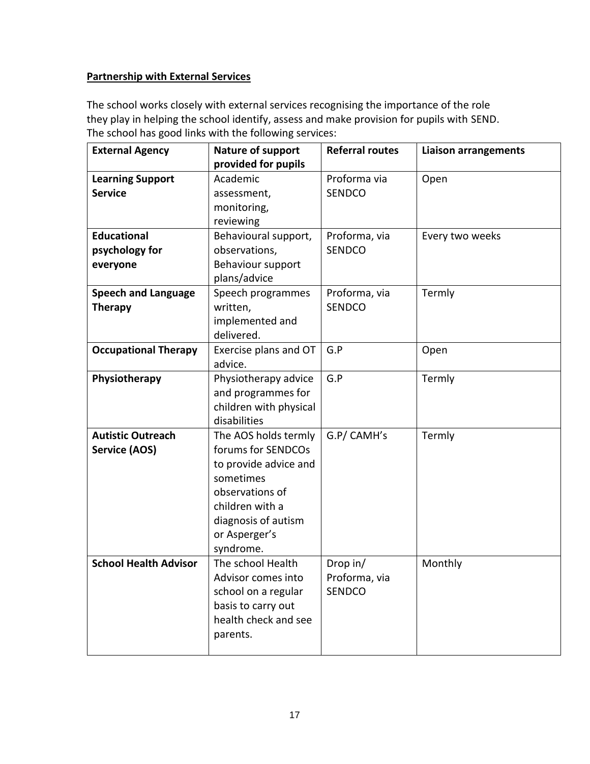**Partnership with External Services**

The school works closely with external services recognising the importance of the role they play in helping the school identify, assess and make provision for pupils with SEND. The school has good links with the following services:

| External Agency | Nature of support provided for pupils | Referral routes | Liaison arrangements |
|---|---|---|---|
| **Learning Support Service** | Academic assessment, monitoring, reviewing | Proforma via SENDCO | Open |
| **Educational psychology for everyone** | Behavioural support, observations, Behaviour support plans/advice | Proforma, via SENDCO | Every two weeks |
| **Speech and Language Therapy** | Speech programmes written, implemented and delivered. | Proforma, via SENDCO | Termly |
| **Occupational Therapy** | Exercise plans and OT advice. | G.P | Open |
| **Physiotherapy** | Physiotherapy advice and programmes for children with physical disabilities | G.P | Termly |
| **Autistic Outreach Service (AOS)** | The AOS holds termly forums for SENDCOs to provide advice and sometimes observations of children with a diagnosis of autism or Asperger's syndrome. | G.P/ CAMH's | Termly |
| **School Health Advisor** | The school Health Advisor comes into school on a regular basis to carry out health check and see parents. | Drop in/ Proforma, via SENDCO | Monthly |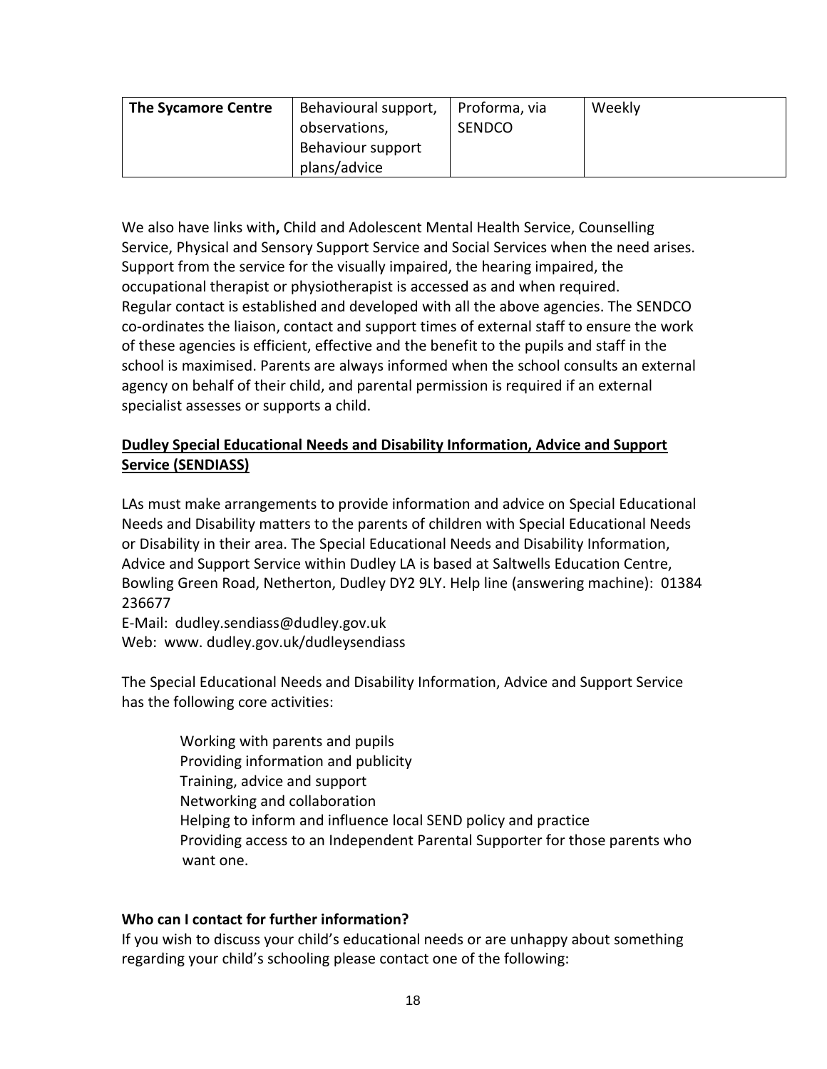| The Sycamore Centre | Behavioural support, observations, Behaviour support plans/advice | Proforma, via SENDCO | Weekly |
|---|---|---|---|

We also have links with**,** Child and Adolescent Mental Health Service, Counselling Service, Physical and Sensory Support Service and Social Services when the need arises. Support from the service for the visually impaired, the hearing impaired, the occupational therapist or physiotherapist is accessed as and when required. Regular contact is established and developed with all the above agencies. The SENDCO co-ordinates the liaison, contact and support times of external staff to ensure the work of these agencies is efficient, effective and the benefit to the pupils and staff in the school is maximised. Parents are always informed when the school consults an external agency on behalf of their child, and parental permission is required if an external specialist assesses or supports a child.

**<u>Dudley Special Educational Needs and Disability Information, Advice and Support Service (SENDIASS)</u>**

LAs must make arrangements to provide information and advice on Special Educational Needs and Disability matters to the parents of children with Special Educational Needs or Disability in their area. The Special Educational Needs and Disability Information, Advice and Support Service within Dudley LA is based at Saltwells Education Centre, Bowling Green Road, Netherton, Dudley DY2 9LY. Help line (answering machine): 01384 236677
E-Mail: dudley.sendiass@dudley.gov.uk
Web: www. dudley.gov.uk/dudleysendiass

The Special Educational Needs and Disability Information, Advice and Support Service has the following core activities:

- Working with parents and pupils
- Providing information and publicity
- Training, advice and support
- Networking and collaboration
- Helping to inform and influence local SEND policy and practice
- Providing access to an Independent Parental Supporter for those parents who want one.

**Who can I contact for further information?**
If you wish to discuss your child's educational needs or are unhappy about something regarding your child's schooling please contact one of the following: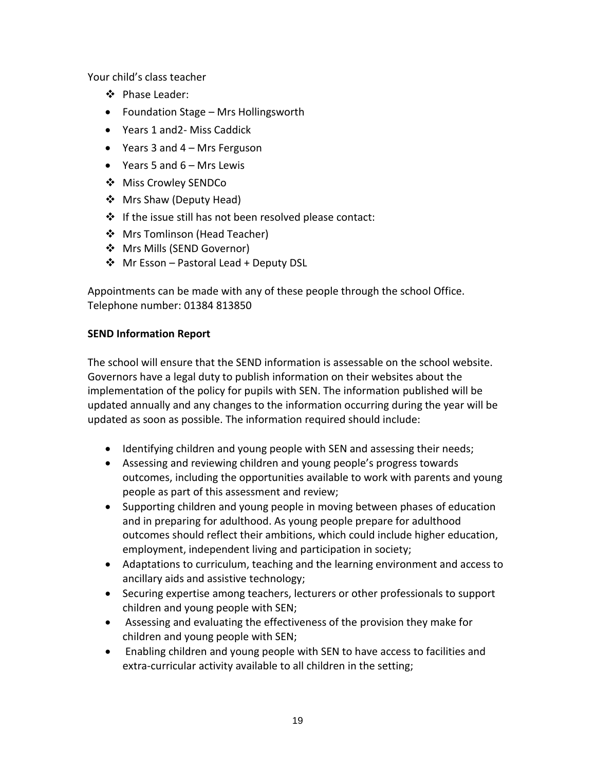Your child's class teacher

- Phase Leader:
- Foundation Stage – Mrs Hollingsworth
- Years 1 and2- Miss Caddick
- Years 3 and 4 – Mrs Ferguson
- Years 5 and 6 – Mrs Lewis
- Miss Crowley SENDCo
- Mrs Shaw (Deputy Head)
- If the issue still has not been resolved please contact:
- Mrs Tomlinson (Head Teacher)
- Mrs Mills (SEND Governor)
- Mr Esson – Pastoral Lead + Deputy DSL

Appointments can be made with any of these people through the school Office.
Telephone number: 01384 813850

**SEND Information Report**

The school will ensure that the SEND information is assessable on the school website. Governors have a legal duty to publish information on their websites about the implementation of the policy for pupils with SEN. The information published will be updated annually and any changes to the information occurring during the year will be updated as soon as possible. The information required should include:

- Identifying children and young people with SEN and assessing their needs;
- Assessing and reviewing children and young people's progress towards outcomes, including the opportunities available to work with parents and young people as part of this assessment and review;
- Supporting children and young people in moving between phases of education and in preparing for adulthood. As young people prepare for adulthood outcomes should reflect their ambitions, which could include higher education, employment, independent living and participation in society;
- Adaptations to curriculum, teaching and the learning environment and access to ancillary aids and assistive technology;
- Securing expertise among teachers, lecturers or other professionals to support children and young people with SEN;
- Assessing and evaluating the effectiveness of the provision they make for children and young people with SEN;
- Enabling children and young people with SEN to have access to facilities and extra-curricular activity available to all children in the setting;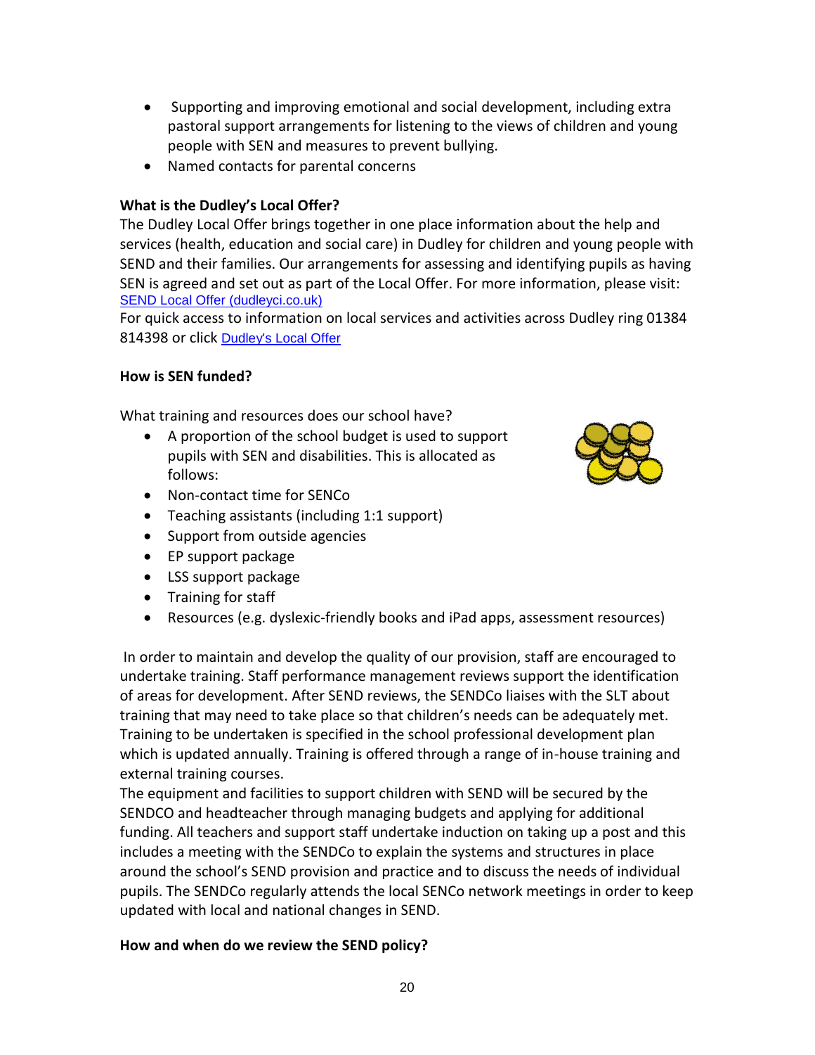- Supporting and improving emotional and social development, including extra pastoral support arrangements for listening to the views of children and young people with SEN and measures to prevent bullying.
- Named contacts for parental concerns

**What is the Dudley's Local Offer?**

The Dudley Local Offer brings together in one place information about the help and services (health, education and social care) in Dudley for children and young people with SEND and their families. Our arrangements for assessing and identifying pupils as having SEN is agreed and set out as part of the Local Offer. For more information, please visit: [SEND Local Offer (dudleyci.co.uk)]

For quick access to information on local services and activities across Dudley ring 01384 814398 or click [Dudley's Local Offer]

**How is SEN funded?**

What training and resources does our school have?

- A proportion of the school budget is used to support pupils with SEN and disabilities. This is allocated as follows:
- Non-contact time for SENCo
- Teaching assistants (including 1:1 support)
- Support from outside agencies
- EP support package
- LSS support package
- Training for staff
- Resources (e.g. dyslexic-friendly books and iPad apps, assessment resources)

In order to maintain and develop the quality of our provision, staff are encouraged to undertake training. Staff performance management reviews support the identification of areas for development. After SEND reviews, the SENDCo liaises with the SLT about training that may need to take place so that children's needs can be adequately met. Training to be undertaken is specified in the school professional development plan which is updated annually. Training is offered through a range of in-house training and external training courses.

The equipment and facilities to support children with SEND will be secured by the SENDCO and headteacher through managing budgets and applying for additional funding. All teachers and support staff undertake induction on taking up a post and this includes a meeting with the SENDCo to explain the systems and structures in place around the school's SEND provision and practice and to discuss the needs of individual pupils. The SENDCo regularly attends the local SENCo network meetings in order to keep updated with local and national changes in SEND.

**How and when do we review the SEND policy?**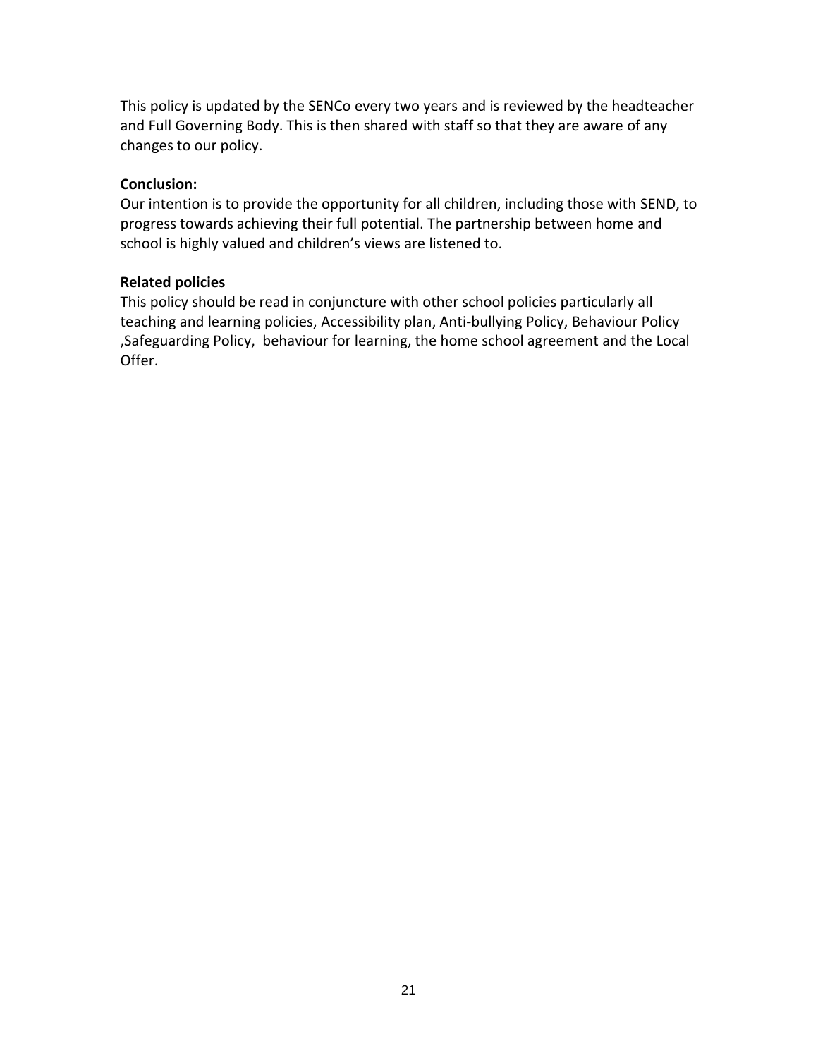This policy is updated by the SENCo every two years and is reviewed by the headteacher and Full Governing Body. This is then shared with staff so that they are aware of any changes to our policy.

**Conclusion:**

Our intention is to provide the opportunity for all children, including those with SEND, to progress towards achieving their full potential. The partnership between home and school is highly valued and children's views are listened to.

**Related policies**

This policy should be read in conjuncture with other school policies particularly all teaching and learning policies, Accessibility plan, Anti-bullying Policy, Behaviour Policy ,Safeguarding Policy, behaviour for learning, the home school agreement and the Local Offer.